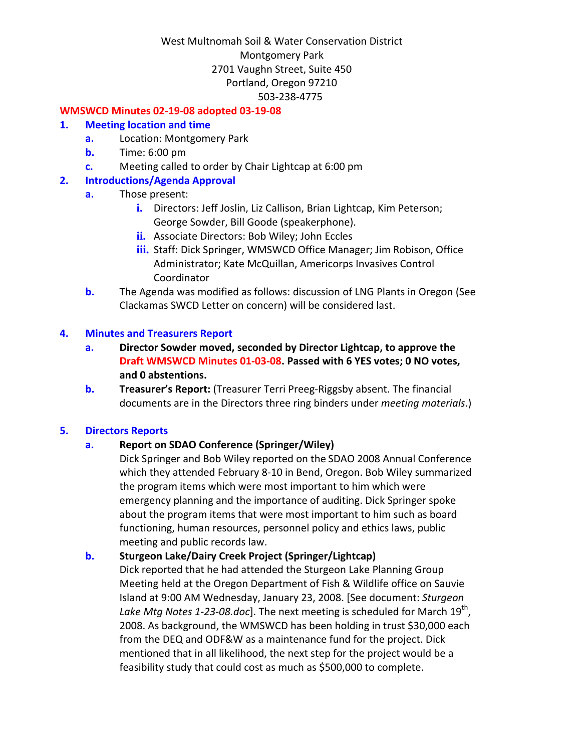West Multnomah Soil & Water Conservation District
Montgomery Park
2701 Vaughn Street, Suite 450
Portland, Oregon 97210
503-238-4775

**WMSWCD Minutes 02-19-08 adopted 03-19-08**

1. **Meeting location and time**
   a. Location: Montgomery Park
   b. Time: 6:00 pm
   c. Meeting called to order by Chair Lightcap at 6:00 pm

2. **Introductions/Agenda Approval**
   a. Those present:
      i. Directors: Jeff Joslin, Liz Callison, Brian Lightcap, Kim Peterson; George Sowder, Bill Goode (speakerphone).
      ii. Associate Directors: Bob Wiley; John Eccles
      iii. Staff: Dick Springer, WMSWCD Office Manager; Jim Robison, Office Administrator; Kate McQuillan, Americorps Invasives Control Coordinator
   b. The Agenda was modified as follows: discussion of LNG Plants in Oregon (See Clackamas SWCD Letter on concern) will be considered last.

4. **Minutes and Treasurers Report**
   a. **Director Sowder moved, seconded by Director Lightcap, to approve the Draft WMSWCD Minutes 01-03-08. Passed with 6 YES votes; 0 NO votes, and 0 abstentions.**
   b. **Treasurer's Report:** (Treasurer Terri Preeg-Riggsby absent. The financial documents are in the Directors three ring binders under *meeting materials*.)

5. **Directors Reports**
   a. **Report on SDAO Conference (Springer/Wiley)**
      Dick Springer and Bob Wiley reported on the SDAO 2008 Annual Conference which they attended February 8-10 in Bend, Oregon. Bob Wiley summarized the program items which were most important to him which were emergency planning and the importance of auditing. Dick Springer spoke about the program items that were most important to him such as board functioning, human resources, personnel policy and ethics laws, public meeting and public records law.
   b. **Sturgeon Lake/Dairy Creek Project (Springer/Lightcap)**
      Dick reported that he had attended the Sturgeon Lake Planning Group Meeting held at the Oregon Department of Fish & Wildlife office on Sauvie Island at 9:00 AM Wednesday, January 23, 2008. [See document: *Sturgeon Lake Mtg Notes 1-23-08.doc*]. The next meeting is scheduled for March 19th, 2008. As background, the WMSWCD has been holding in trust $30,000 each from the DEQ and ODF&W as a maintenance fund for the project. Dick mentioned that in all likelihood, the next step for the project would be a feasibility study that could cost as much as $500,000 to complete.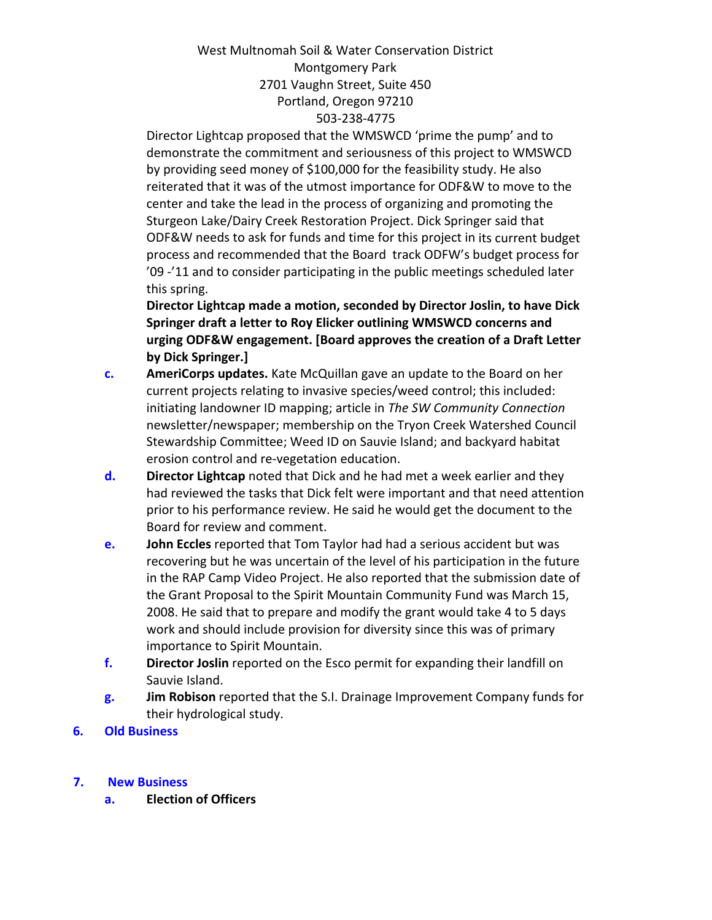Director Lightcap proposed that the WMSWCD 'prime the pump' and to demonstrate the commitment and seriousness of this project to WMSWCD by providing seed money of $100,000 for the feasibility study. He also reiterated that it was of the utmost importance for ODF&W to move to the center and take the lead in the process of organizing and promoting the Sturgeon Lake/Dairy Creek Restoration Project. Dick Springer said that ODF&W needs to ask for funds and time for this project in its current budget process and recommended that the Board track ODFW's budget process for '09 -'11 and to consider participating in the public meetings scheduled later this spring.

**Director Lightcap made a motion, seconded by Director Joslin, to have Dick Springer draft a letter to Roy Elicker outlining WMSWCD concerns and urging ODF&W engagement. [Board approves the creation of a Draft Letter by Dick Springer.]**

c. **AmeriCorps updates.** Kate McQuillan gave an update to the Board on her current projects relating to invasive species/weed control; this included: initiating landowner ID mapping; article in *The SW Community Connection* newsletter/newspaper; membership on the Tryon Creek Watershed Council Stewardship Committee; Weed ID on Sauvie Island; and backyard habitat erosion control and re-vegetation education.

d. **Director Lightcap** noted that Dick and he had met a week earlier and they had reviewed the tasks that Dick felt were important and that need attention prior to his performance review. He said he would get the document to the Board for review and comment.

e. **John Eccles** reported that Tom Taylor had had a serious accident but was recovering but he was uncertain of the level of his participation in the future in the RAP Camp Video Project. He also reported that the submission date of the Grant Proposal to the Spirit Mountain Community Fund was March 15, 2008. He said that to prepare and modify the grant would take 4 to 5 days work and should include provision for diversity since this was of primary importance to Spirit Mountain.

f. **Director Joslin** reported on the Esco permit for expanding their landfill on Sauvie Island.

g. **Jim Robison** reported that the S.I. Drainage Improvement Company funds for their hydrological study.

## 6. Old Business

## 7. New Business

a. **Election of Officers**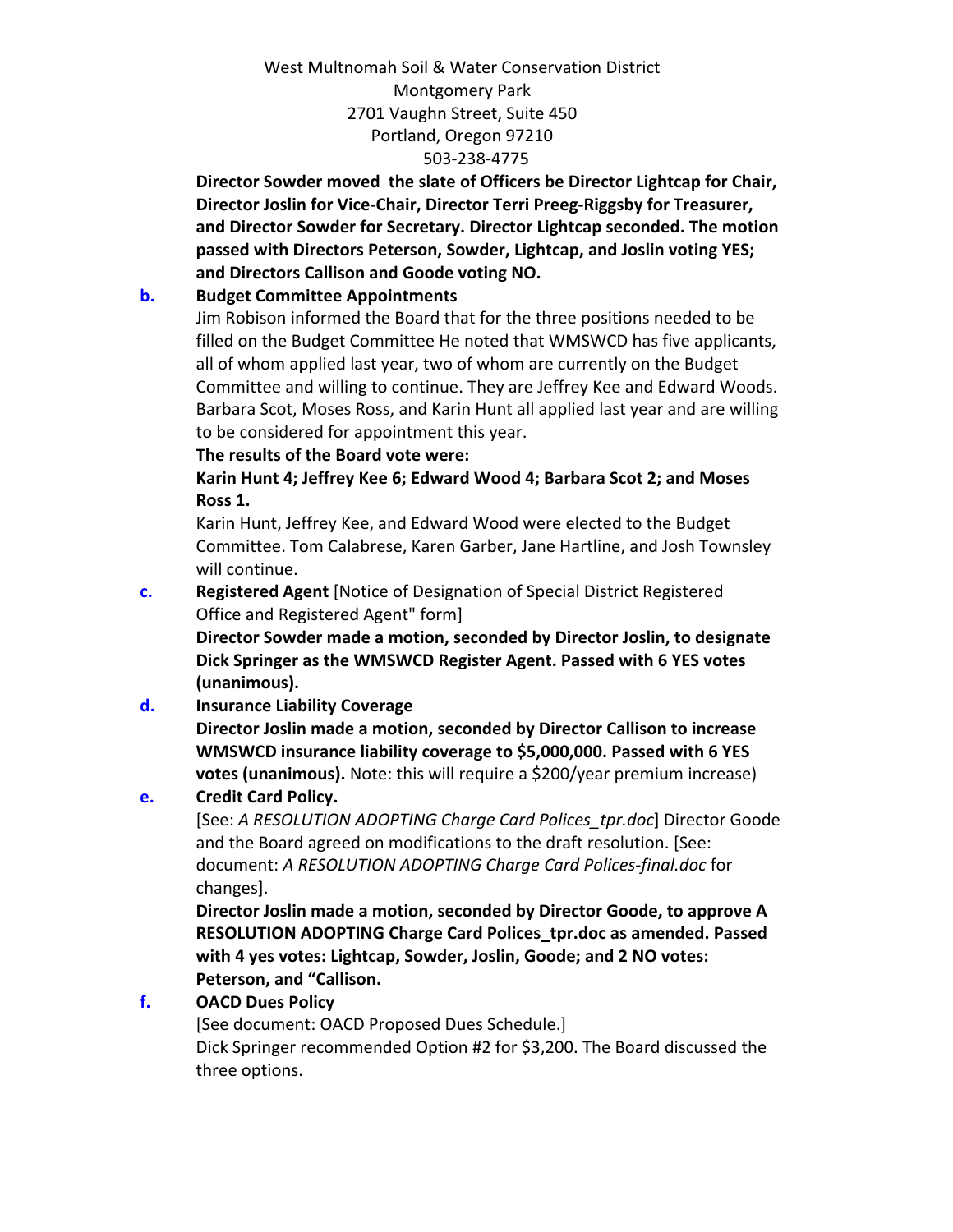West Multnomah Soil & Water Conservation District
Montgomery Park
2701 Vaughn Street, Suite 450
Portland, Oregon 97210
503-238-4775

**Director Sowder moved the slate of Officers be Director Lightcap for Chair, Director Joslin for Vice-Chair, Director Terri Preeg-Riggsby for Treasurer, and Director Sowder for Secretary. Director Lightcap seconded. The motion passed with Directors Peterson, Sowder, Lightcap, and Joslin voting YES; and Directors Callison and Goode voting NO.**

**b. Budget Committee Appointments**

Jim Robison informed the Board that for the three positions needed to be filled on the Budget Committee He noted that WMSWCD has five applicants, all of whom applied last year, two of whom are currently on the Budget Committee and willing to continue. They are Jeffrey Kee and Edward Woods. Barbara Scot, Moses Ross, and Karin Hunt all applied last year and are willing to be considered for appointment this year.

**The results of the Board vote were:**

**Karin Hunt 4; Jeffrey Kee 6; Edward Wood 4; Barbara Scot 2; and Moses Ross 1.**

Karin Hunt, Jeffrey Kee, and Edward Wood were elected to the Budget Committee. Tom Calabrese, Karen Garber, Jane Hartline, and Josh Townsley will continue.

**c. Registered Agent** [Notice of Designation of Special District Registered Office and Registered Agent" form]

**Director Sowder made a motion, seconded by Director Joslin, to designate Dick Springer as the WMSWCD Register Agent. Passed with 6 YES votes (unanimous).**

**d. Insurance Liability Coverage**

**Director Joslin made a motion, seconded by Director Callison to increase WMSWCD insurance liability coverage to $5,000,000. Passed with 6 YES votes (unanimous).** Note: this will require a $200/year premium increase)

**e. Credit Card Policy.**

[See: *A RESOLUTION ADOPTING Charge Card Polices_tpr.doc*] Director Goode and the Board agreed on modifications to the draft resolution. [See: document: *A RESOLUTION ADOPTING Charge Card Polices-final.doc* for changes].

**Director Joslin made a motion, seconded by Director Goode, to approve A RESOLUTION ADOPTING Charge Card Polices_tpr.doc as amended. Passed with 4 yes votes: Lightcap, Sowder, Joslin, Goode; and 2 NO votes: Peterson, and "Callison.**

**f. OACD Dues Policy**

[See document: OACD Proposed Dues Schedule.]

Dick Springer recommended Option #2 for $3,200. The Board discussed the three options.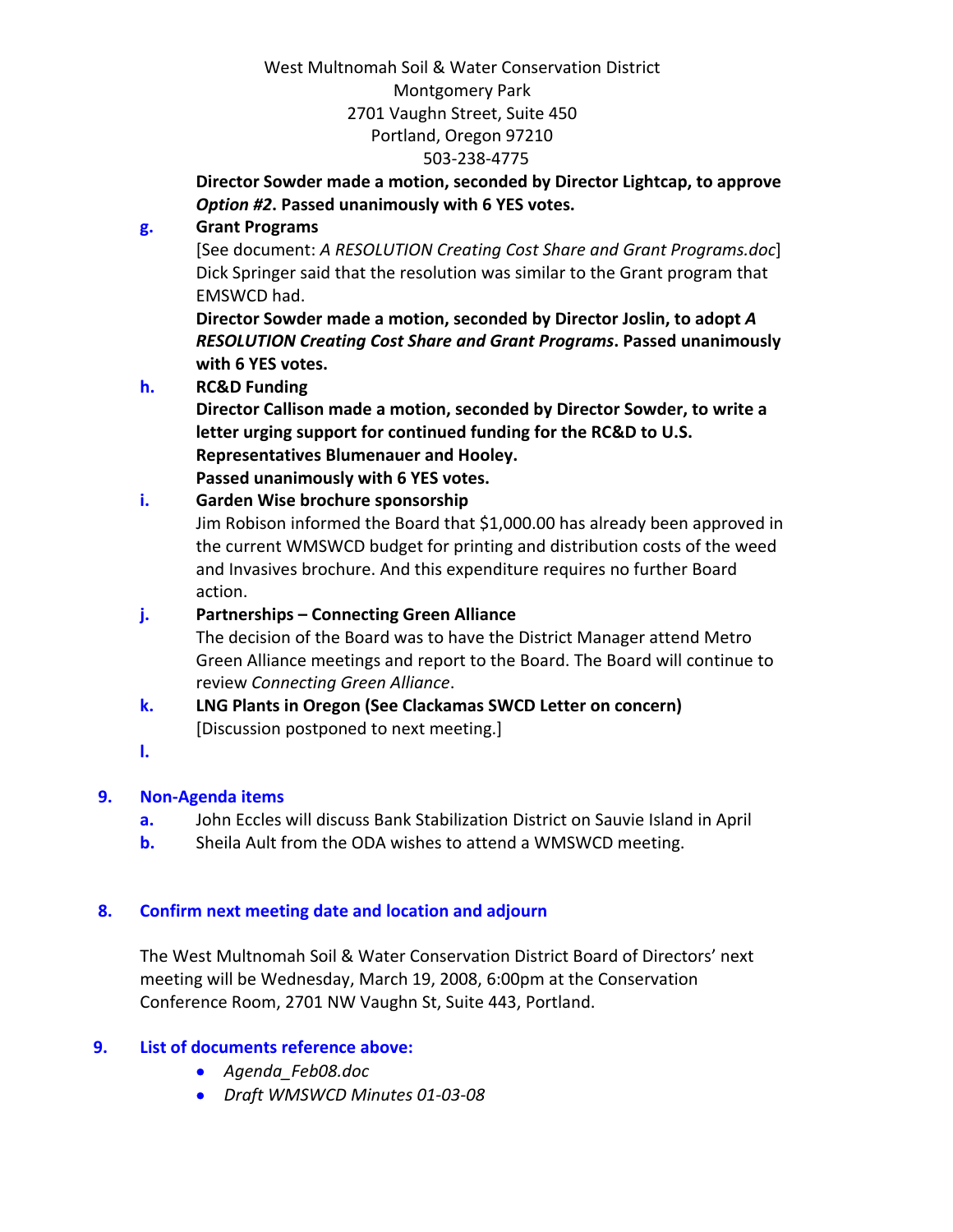West Multnomah Soil & Water Conservation District
Montgomery Park
2701 Vaughn Street, Suite 450
Portland, Oregon 97210
503-238-4775

**Director Sowder made a motion, seconded by Director Lightcap, to approve *Option #2*. Passed unanimously with 6 YES votes.**

**g. Grant Programs**

[See document: *A RESOLUTION Creating Cost Share and Grant Programs.doc*] Dick Springer said that the resolution was similar to the Grant program that EMSWCD had.

**Director Sowder made a motion, seconded by Director Joslin, to adopt *A RESOLUTION Creating Cost Share and Grant Programs*. Passed unanimously with 6 YES votes.**

**h. RC&D Funding**

**Director Callison made a motion, seconded by Director Sowder, to write a letter urging support for continued funding for the RC&D to U.S. Representatives Blumenauer and Hooley.**
**Passed unanimously with 6 YES votes.**

**i. Garden Wise brochure sponsorship**

Jim Robison informed the Board that $1,000.00 has already been approved in the current WMSWCD budget for printing and distribution costs of the weed and Invasives brochure. And this expenditure requires no further Board action.

**j. Partnerships – Connecting Green Alliance**

The decision of the Board was to have the District Manager attend Metro Green Alliance meetings and report to the Board. The Board will continue to review *Connecting Green Alliance*.

**k. LNG Plants in Oregon (See Clackamas SWCD Letter on concern)**

[Discussion postponed to next meeting.]

**l.**

## 9. Non-Agenda items

a. John Eccles will discuss Bank Stabilization District on Sauvie Island in April

b. Sheila Ault from the ODA wishes to attend a WMSWCD meeting.

## 8. Confirm next meeting date and location and adjourn

The West Multnomah Soil & Water Conservation District Board of Directors' next meeting will be Wednesday, March 19, 2008, 6:00pm at the Conservation Conference Room, 2701 NW Vaughn St, Suite 443, Portland.

## 9. List of documents reference above:

- *Agenda_Feb08.doc*
- *Draft WMSWCD Minutes 01-03-08*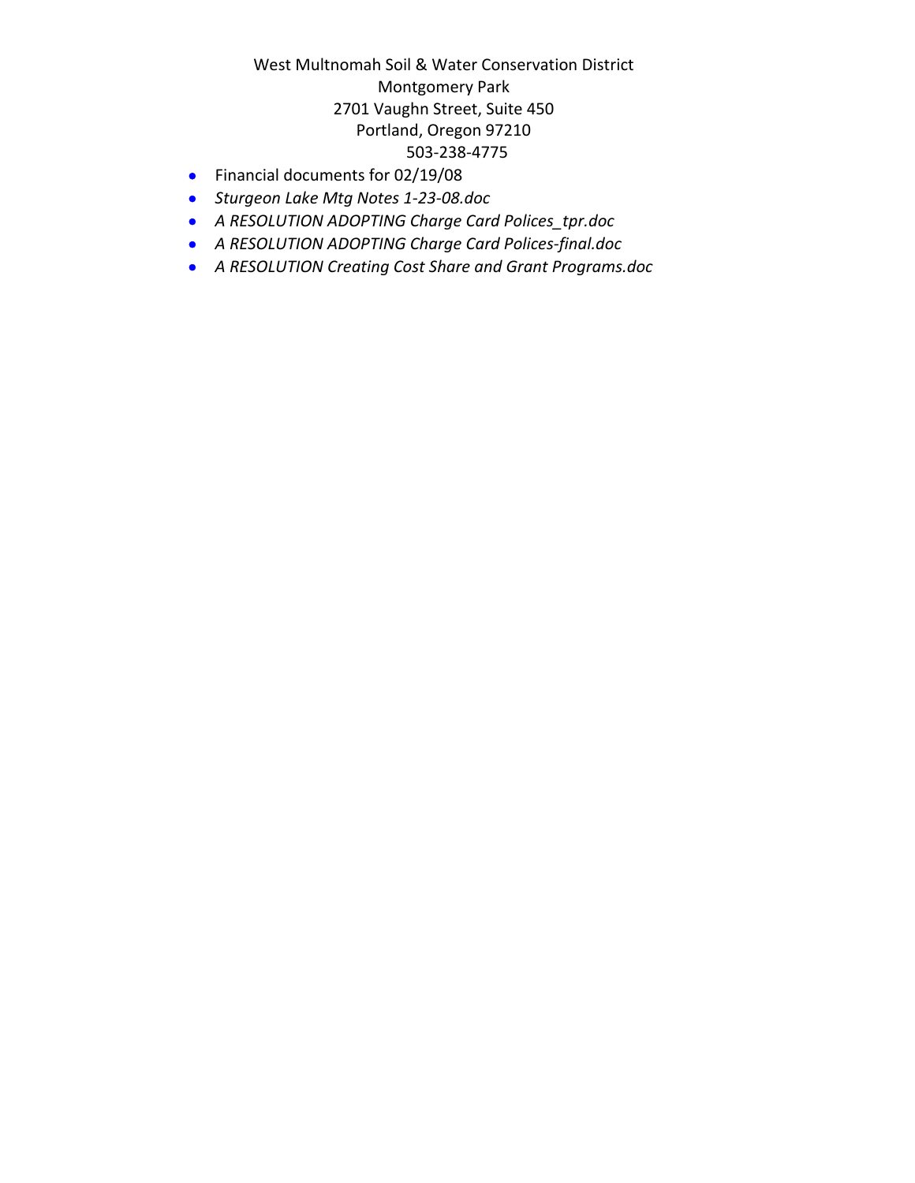West Multnomah Soil & Water Conservation District
Montgomery Park
2701 Vaughn Street, Suite 450
Portland, Oregon 97210
503-238-4775

- Financial documents for 02/19/08
- *Sturgeon Lake Mtg Notes 1-23-08.doc*
- *A RESOLUTION ADOPTING Charge Card Polices_tpr.doc*
- *A RESOLUTION ADOPTING Charge Card Polices-final.doc*
- *A RESOLUTION Creating Cost Share and Grant Programs.doc*